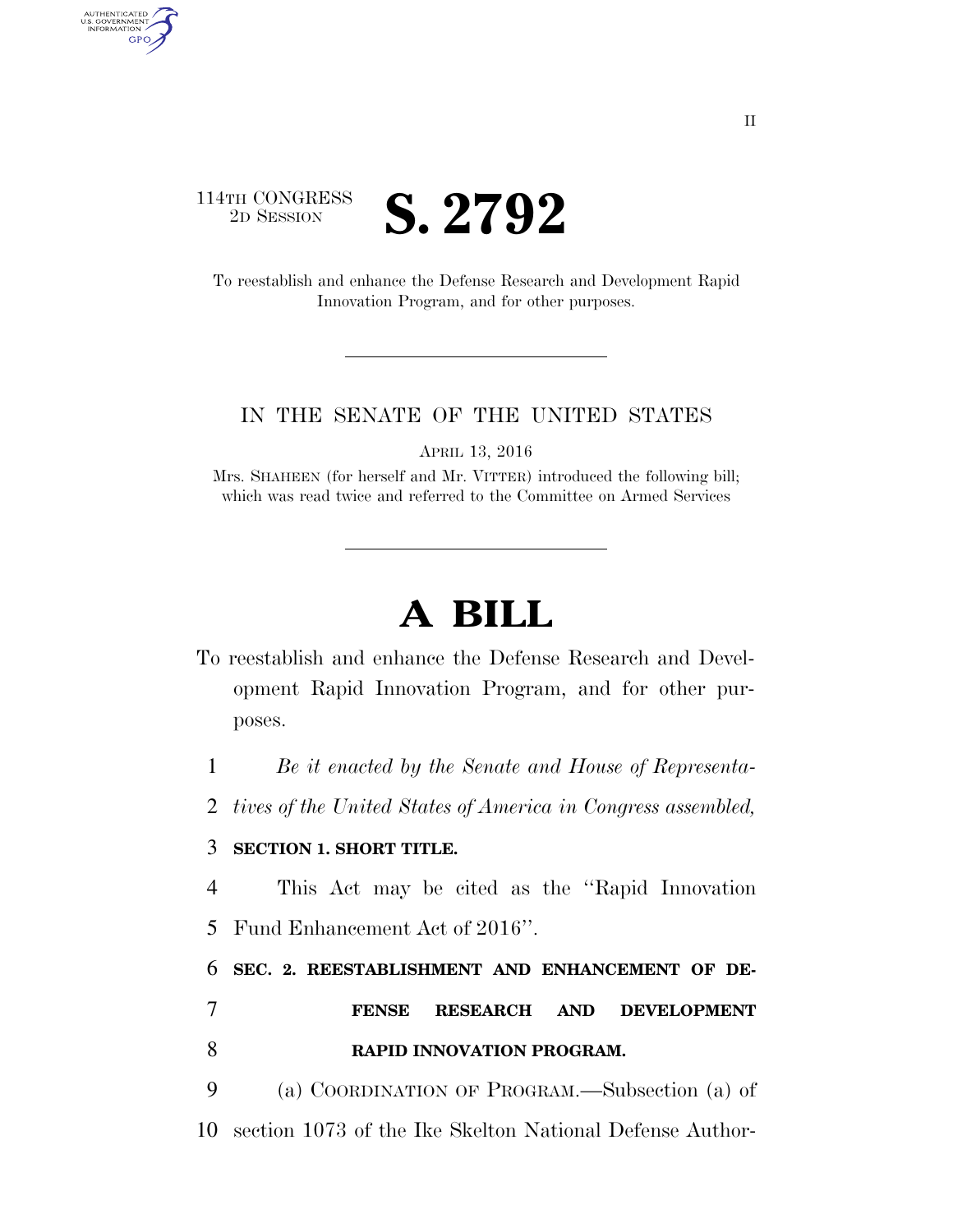114TH CONGRESS
2D SESSION

# S. 2792

To reestablish and enhance the Defense Research and Development Rapid Innovation Program, and for other purposes.

---

IN THE SENATE OF THE UNITED STATES

APRIL 13, 2016

Mrs. SHAHEEN (for herself and Mr. VITTER) introduced the following bill; which was read twice and referred to the Committee on Armed Services

---

# A BILL

To reestablish and enhance the Defense Research and Development Rapid Innovation Program, and for other purposes.

1 *Be it enacted by the Senate and House of Representa-*
2 *tives of the United States of America in Congress assembled,*

3 **SECTION 1. SHORT TITLE.**

4 This Act may be cited as the ''Rapid Innovation
5 Fund Enhancement Act of 2016''.

6 **SEC. 2. REESTABLISHMENT AND ENHANCEMENT OF DE-**
7 **FENSE RESEARCH AND DEVELOPMENT**
8 **RAPID INNOVATION PROGRAM.**

9 (a) COORDINATION OF PROGRAM.—Subsection (a) of
10 section 1073 of the Ike Skelton National Defense Author-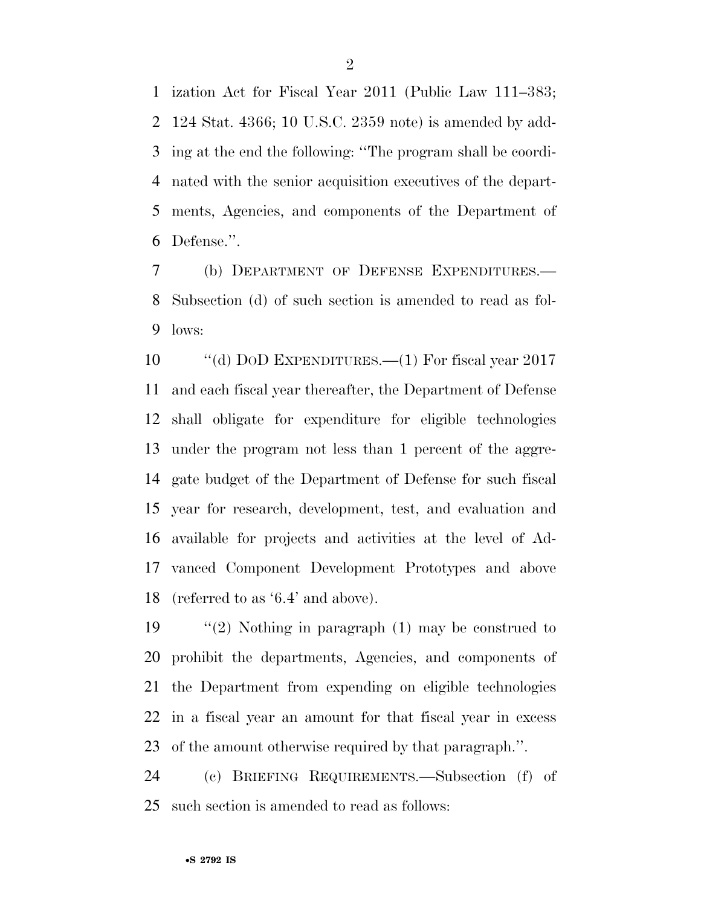ization Act for Fiscal Year 2011 (Public Law 111–383; 124 Stat. 4366; 10 U.S.C. 2359 note) is amended by adding at the end the following: ''The program shall be coordinated with the senior acquisition executives of the departments, Agencies, and components of the Department of Defense.''.

(b) DEPARTMENT OF DEFENSE EXPENDITURES.—Subsection (d) of such section is amended to read as follows:

''(d) DOD EXPENDITURES.—(1) For fiscal year 2017 and each fiscal year thereafter, the Department of Defense shall obligate for expenditure for eligible technologies under the program not less than 1 percent of the aggregate budget of the Department of Defense for such fiscal year for research, development, test, and evaluation and available for projects and activities at the level of Advanced Component Development Prototypes and above (referred to as '6.4' and above).

''(2) Nothing in paragraph (1) may be construed to prohibit the departments, Agencies, and components of the Department from expending on eligible technologies in a fiscal year an amount for that fiscal year in excess of the amount otherwise required by that paragraph.''.

(c) BRIEFING REQUIREMENTS.—Subsection (f) of such section is amended to read as follows: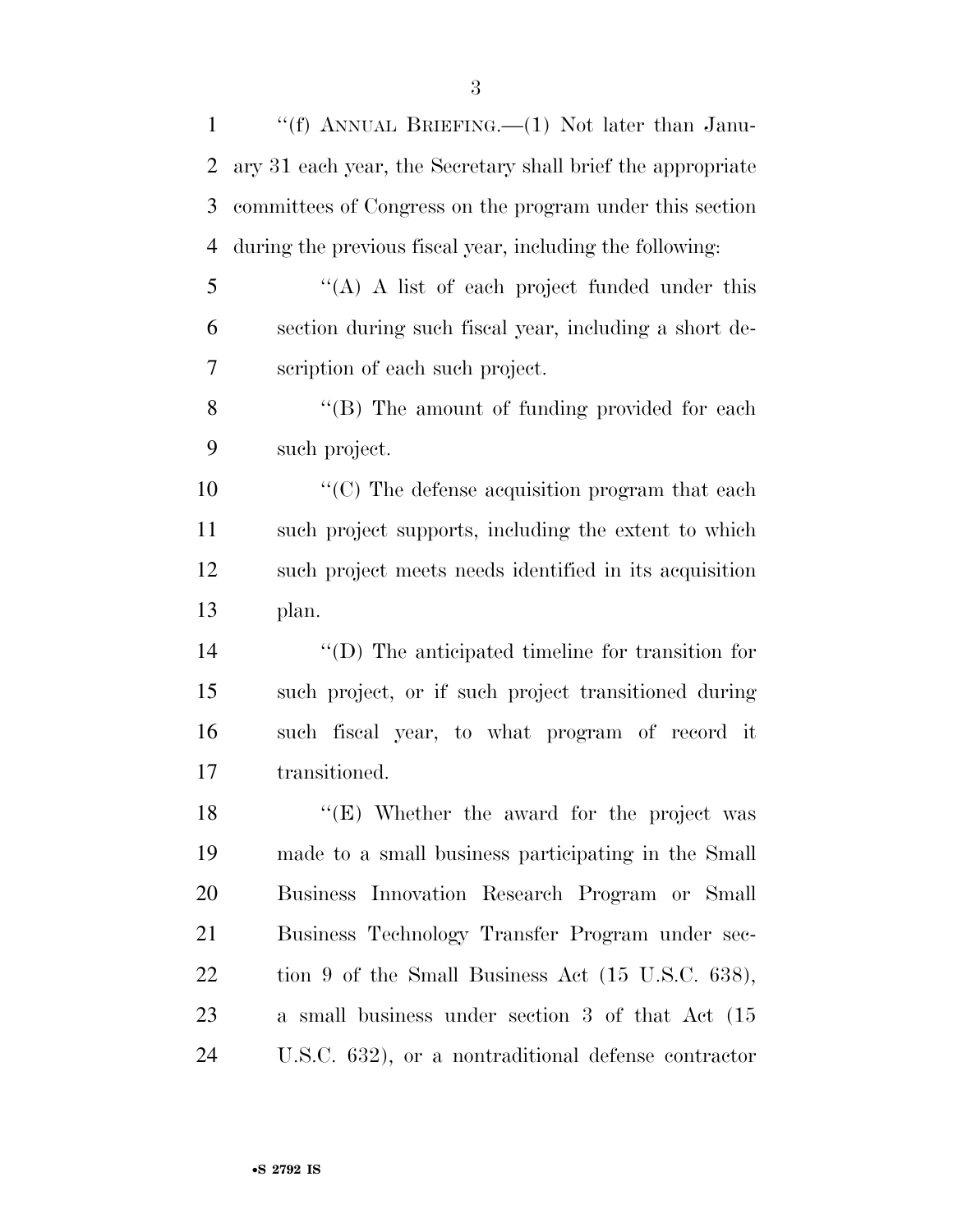"(f) ANNUAL BRIEFING.—(1) Not later than January 31 each year, the Secretary shall brief the appropriate committees of Congress on the program under this section during the previous fiscal year, including the following:

"(A) A list of each project funded under this section during such fiscal year, including a short description of each such project.

"(B) The amount of funding provided for each such project.

"(C) The defense acquisition program that each such project supports, including the extent to which such project meets needs identified in its acquisition plan.

"(D) The anticipated timeline for transition for such project, or if such project transitioned during such fiscal year, to what program of record it transitioned.

"(E) Whether the award for the project was made to a small business participating in the Small Business Innovation Research Program or Small Business Technology Transfer Program under section 9 of the Small Business Act (15 U.S.C. 638), a small business under section 3 of that Act (15 U.S.C. 632), or a nontraditional defense contractor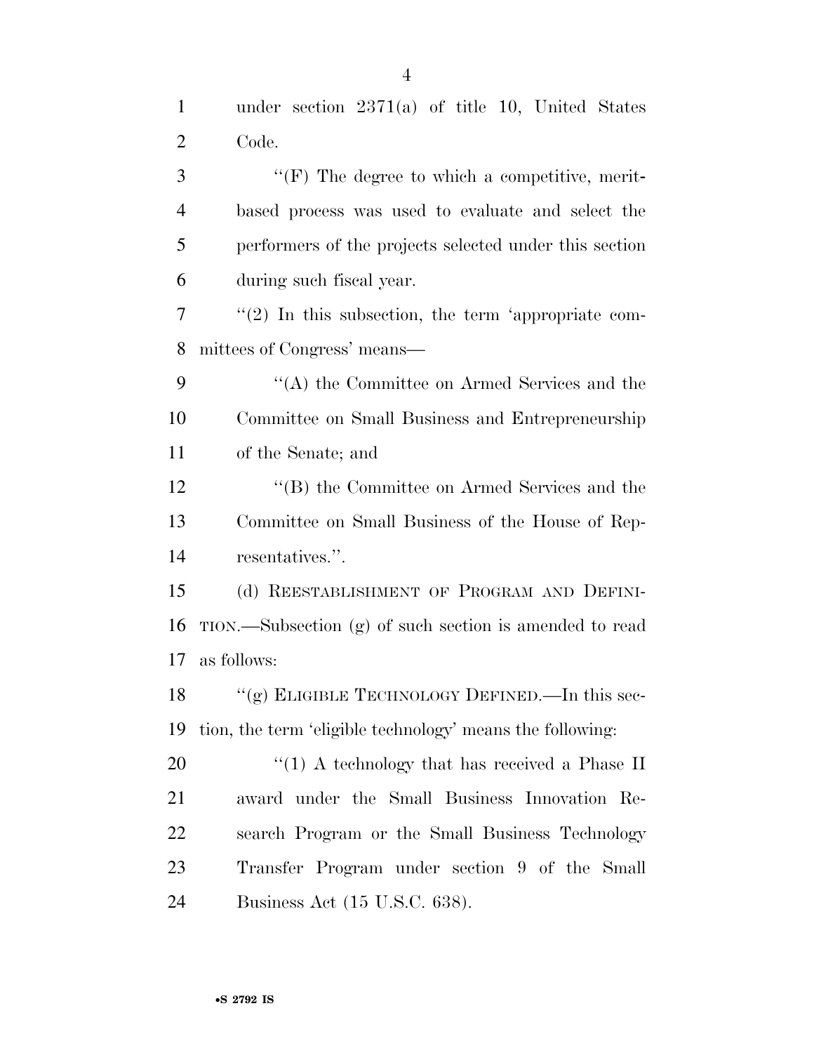under section 2371(a) of title 10, United States Code.

"(F) The degree to which a competitive, merit-based process was used to evaluate and select the performers of the projects selected under this section during such fiscal year.

"(2) In this subsection, the term 'appropriate committees of Congress' means—

"(A) the Committee on Armed Services and the Committee on Small Business and Entrepreneurship of the Senate; and

"(B) the Committee on Armed Services and the Committee on Small Business of the House of Representatives.".

(d) REESTABLISHMENT OF PROGRAM AND DEFINITION.—Subsection (g) of such section is amended to read as follows:

"(g) ELIGIBLE TECHNOLOGY DEFINED.—In this section, the term 'eligible technology' means the following:

"(1) A technology that has received a Phase II award under the Small Business Innovation Research Program or the Small Business Technology Transfer Program under section 9 of the Small Business Act (15 U.S.C. 638).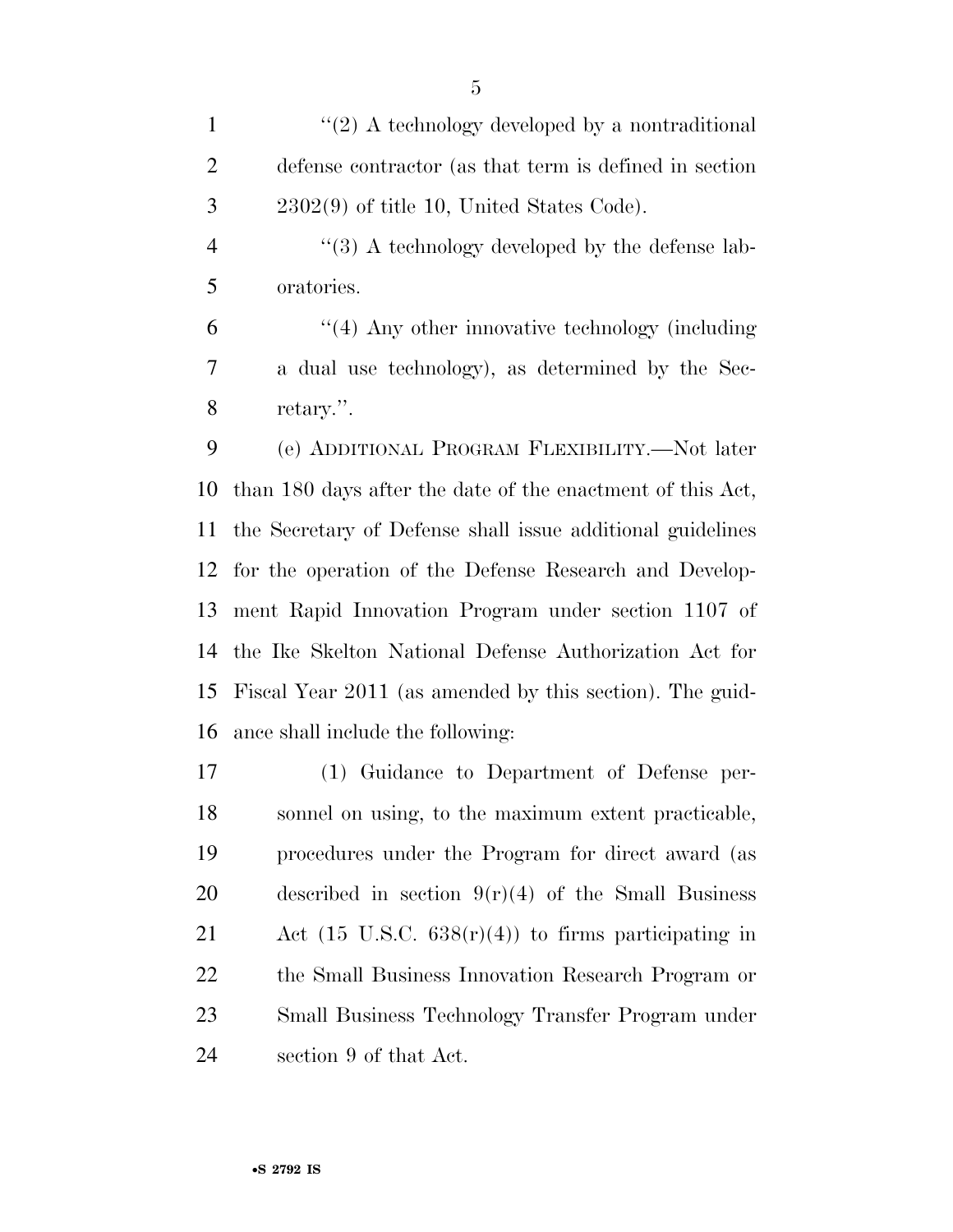"(2) A technology developed by a nontraditional defense contractor (as that term is defined in section 2302(9) of title 10, United States Code).

"(3) A technology developed by the defense laboratories.

"(4) Any other innovative technology (including a dual use technology), as determined by the Secretary.".

(e) ADDITIONAL PROGRAM FLEXIBILITY.—Not later than 180 days after the date of the enactment of this Act, the Secretary of Defense shall issue additional guidelines for the operation of the Defense Research and Development Rapid Innovation Program under section 1107 of the Ike Skelton National Defense Authorization Act for Fiscal Year 2011 (as amended by this section). The guidance shall include the following:

(1) Guidance to Department of Defense personnel on using, to the maximum extent practicable, procedures under the Program for direct award (as described in section 9(r)(4) of the Small Business Act (15 U.S.C. 638(r)(4)) to firms participating in the Small Business Innovation Research Program or Small Business Technology Transfer Program under section 9 of that Act.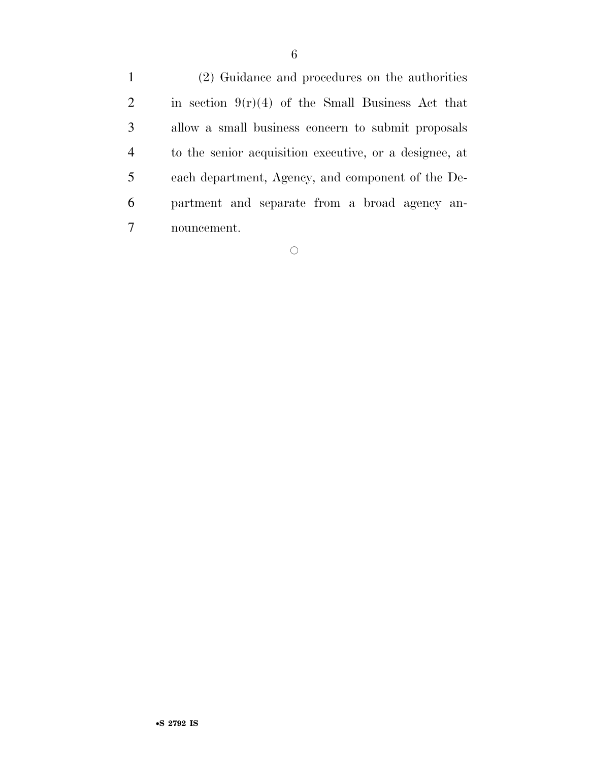(2) Guidance and procedures on the authorities in section 9(r)(4) of the Small Business Act that allow a small business concern to submit proposals to the senior acquisition executive, or a designee, at each department, Agency, and component of the Department and separate from a broad agency announcement.

○